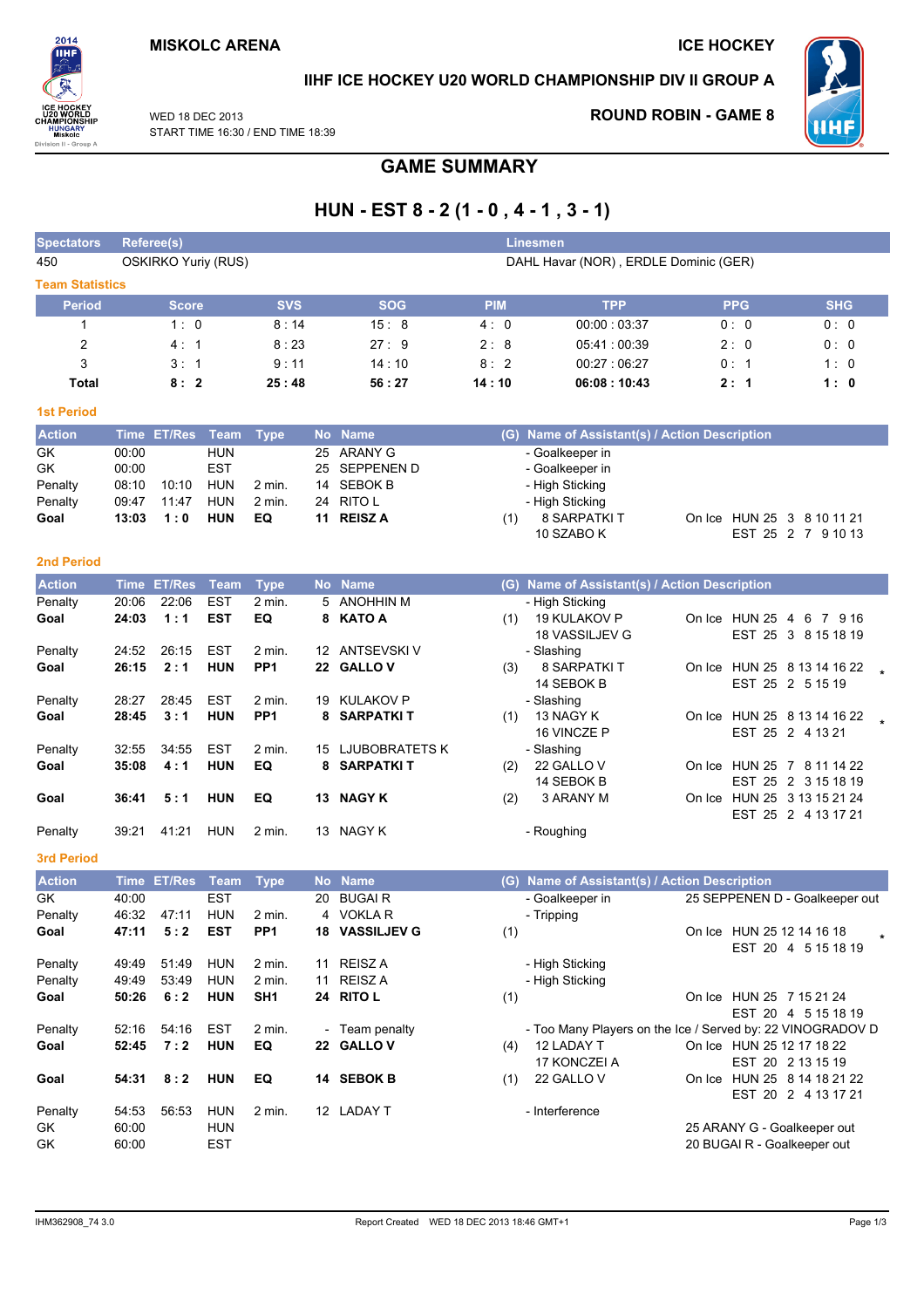MISKOLC ARENA

ICE HOCKEY

IIHF ICE HOCKEY U20 WORLD CHAMPIONSHIP DIV II GROUP A

WED 18 DEC 2013
START TIME 16:30 / END TIME 18:39

ROUND ROBIN - GAME 8

# GAME SUMMARY

## HUN - EST 8 - 2 (1 - 0 , 4 - 1 , 3 - 1)

| Spectators | Referee(s) | Linesmen |
|---|---|---|
| 450 | OSKIRKO Yuriy (RUS) | DAHL Havar (NOR) , ERDLE Dominic (GER) |

### Team Statistics

| Period | Score | SVS | SOG | PIM | TPP | PPG | SHG |
|---|---|---|---|---|---|---|---|
| 1 | 1 : 0 | 8 : 14 | 15 : 8 | 4 : 0 | 00:00 : 03:37 | 0 : 0 | 0 : 0 |
| 2 | 4 : 1 | 8 : 23 | 27 : 9 | 2 : 8 | 05:41 : 00:39 | 2 : 0 | 0 : 0 |
| 3 | 3 : 1 | 9 : 11 | 14 : 10 | 8 : 2 | 00:27 : 06:27 | 0 : 1 | 1 : 0 |
| **Total** | **8 : 2** | **25 : 48** | **56 : 27** | **14 : 10** | **06:08 : 10:43** | **2 : 1** | **1 : 0** |

### 1st Period

| Action | Time | ET/Res | Team | Type | No | Name | (G) | Name of Assistant(s) / Action Description | On Ice |
|---|---|---|---|---|---|---|---|---|---|
| GK | 00:00 | | HUN | | 25 | ARANY G | | - Goalkeeper in | |
| GK | 00:00 | | EST | | 25 | SEPPENEN D | | - Goalkeeper in | |
| Penalty | 08:10 | 10:10 | HUN | 2 min. | 14 | SEBOK B | | - High Sticking | |
| Penalty | 09:47 | 11:47 | HUN | 2 min. | 24 | RITO L | | - High Sticking | |
| **Goal** | **13:03** | **1 : 0** | **HUN** | **EQ** | **11** | **REISZ A** | (1) | 8 SARPATKI T, 10 SZABO K | HUN 25 3 8 10 11 21 / EST 25 2 7 9 10 13 |

### 2nd Period

| Action | Time | ET/Res | Team | Type | No | Name | (G) | Name of Assistant(s) / Action Description | On Ice |
|---|---|---|---|---|---|---|---|---|---|
| Penalty | 20:06 | 22:06 | EST | 2 min. | 5 | ANOHHIN M | | - High Sticking | |
| **Goal** | **24:03** | **1 : 1** | **EST** | **EQ** | **8** | **KATO A** | (1) | 19 KULAKOV P, 18 VASSILJEV G | HUN 25 4 6 7 9 16 / EST 25 3 8 15 18 19 |
| Penalty | 24:52 | 26:15 | EST | 2 min. | 12 | ANTSEVSKI V | | - Slashing | |
| **Goal** | **26:15** | **2 : 1** | **HUN** | **PP1** | **22** | **GALLO V** | (3) | 8 SARPATKI T, 14 SEBOK B | HUN 25 8 13 14 16 22 / EST 25 2 5 15 19 * |
| Penalty | 28:27 | 28:45 | EST | 2 min. | 19 | KULAKOV P | | - Slashing | |
| **Goal** | **28:45** | **3 : 1** | **HUN** | **PP1** | **8** | **SARPATKI T** | (1) | 13 NAGY K, 16 VINCZE P | HUN 25 8 13 14 16 22 / EST 25 2 4 13 21 * |
| Penalty | 32:55 | 34:55 | EST | 2 min. | 15 | LJUBOBRATETS K | | - Slashing | |
| **Goal** | **35:08** | **4 : 1** | **HUN** | **EQ** | **8** | **SARPATKI T** | (2) | 22 GALLO V, 14 SEBOK B | HUN 25 7 8 11 14 22 / EST 25 2 3 15 18 19 |
| **Goal** | **36:41** | **5 : 1** | **HUN** | **EQ** | **13** | **NAGY K** | (2) | 3 ARANY M | HUN 25 3 13 15 21 24 / EST 25 2 4 13 17 21 |
| Penalty | 39:21 | 41:21 | HUN | 2 min. | 13 | NAGY K | | - Roughing | |

### 3rd Period

| Action | Time | ET/Res | Team | Type | No | Name | (G) | Name of Assistant(s) / Action Description | On Ice |
|---|---|---|---|---|---|---|---|---|---|
| GK | 40:00 | | EST | | 20 | BUGAI R | | - Goalkeeper in | 25 SEPPENEN D - Goalkeeper out |
| Penalty | 46:32 | 47:11 | HUN | 2 min. | 4 | VOKLA R | | - Tripping | |
| **Goal** | **47:11** | **5 : 2** | **EST** | **PP1** | **18** | **VASSILJEV G** | (1) | | HUN 25 12 14 16 18 / EST 20 4 5 15 18 19 * |
| Penalty | 49:49 | 51:49 | HUN | 2 min. | 11 | REISZ A | | - High Sticking | |
| Penalty | 49:49 | 53:49 | HUN | 2 min. | 11 | REISZ A | | - High Sticking | |
| **Goal** | **50:26** | **6 : 2** | **HUN** | **SH1** | **24** | **RITO L** | (1) | | HUN 25 7 15 21 24 / EST 20 4 5 15 18 19 |
| Penalty | 52:16 | 54:16 | EST | 2 min. | - | Team penalty | | - Too Many Players on the Ice / Served by: 22 VINOGRADOV D | |
| **Goal** | **52:45** | **7 : 2** | **HUN** | **EQ** | **22** | **GALLO V** | (4) | 12 LADAY T, 17 KONCZEI A | HUN 25 12 17 18 22 / EST 20 2 13 15 19 |
| **Goal** | **54:31** | **8 : 2** | **HUN** | **EQ** | **14** | **SEBOK B** | (1) | 22 GALLO V | HUN 25 8 14 18 21 22 / EST 20 2 4 13 17 21 |
| Penalty | 54:53 | 56:53 | HUN | 2 min. | 12 | LADAY T | | - Interference | |
| GK | 60:00 | | HUN | | | | | | 25 ARANY G - Goalkeeper out |
| GK | 60:00 | | EST | | | | | | 20 BUGAI R - Goalkeeper out |

IHM362908_74 3.0 Report Created WED 18 DEC 2013 18:46 GMT+1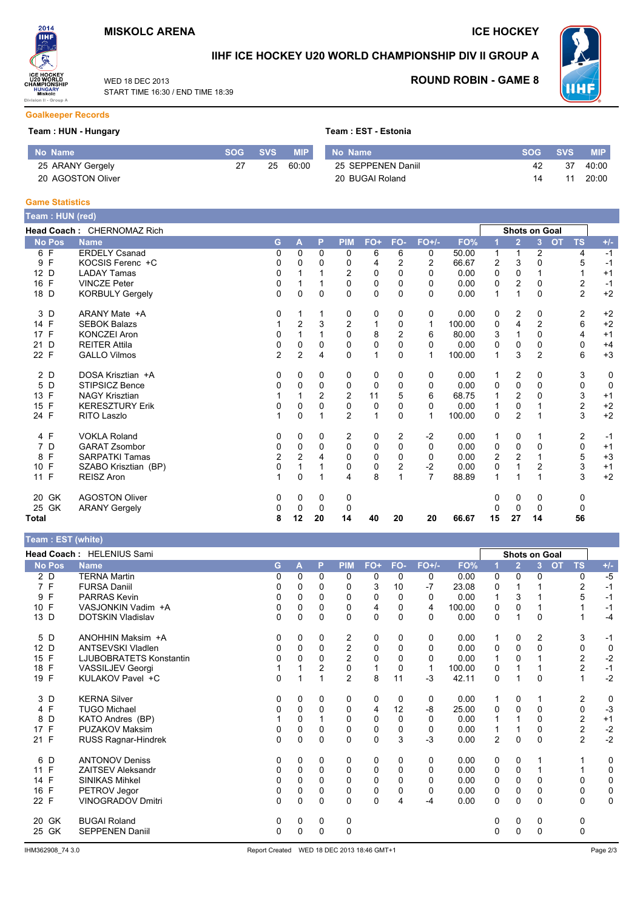**MISKOLC ARENA** — **ICE HOCKEY**

## IIHF ICE HOCKEY U20 WORLD CHAMPIONSHIP DIV II GROUP A

WED 18 DEC 2013
START TIME 16:30 / END TIME 18:39

**ROUND ROBIN - GAME 8**

### Goalkeeper Records

**Team : HUN - Hungary**

| No | Name | SOG | SVS | MIP |
|---|---|---|---|---|
| 25 | ARANY Gergely | 27 | 25 | 60:00 |
| 20 | AGOSTON Oliver | | | |

**Team : EST - Estonia**

| No | Name | SOG | SVS | MIP |
|---|---|---|---|---|
| 25 | SEPPENEN Daniil | 42 | 37 | 40:00 |
| 20 | BUGAI Roland | 14 | 11 | 20:00 |

### Game Statistics

**Team : HUN (red)**

**Head Coach :** CHERNOMAZ Rich

| No | Pos | Name | G | A | P | PIM | FO+ | FO- | FO+/- | FO% | SOG 1 | SOG 2 | SOG 3 | SOG OT | SOG TS | +/- |
|---|---|---|---|---|---|---|---|---|---|---|---|---|---|---|---|---|
| 6 | F | ERDELY Csanad | 0 | 0 | 0 | 0 | 6 | 6 | 0 | 50.00 | 1 | 1 | 2 | | 4 | -1 |
| 9 | F | KOCSIS Ferenc +C | 0 | 0 | 0 | 0 | 4 | 2 | 2 | 66.67 | 2 | 3 | 0 | | 5 | -1 |
| 12 | D | LADAY Tamas | 0 | 1 | 1 | 2 | 0 | 0 | 0 | 0.00 | 0 | 0 | 1 | | 1 | +1 |
| 16 | F | VINCZE Peter | 0 | 1 | 1 | 0 | 0 | 0 | 0 | 0.00 | 0 | 2 | 0 | | 2 | -1 |
| 18 | D | KORBULY Gergely | 0 | 0 | 0 | 0 | 0 | 0 | 0 | 0.00 | 1 | 1 | 0 | | 2 | +2 |
| 3 | D | ARANY Mate +A | 0 | 1 | 1 | 0 | 0 | 0 | 0 | 0.00 | 0 | 2 | 0 | | 2 | +2 |
| 14 | F | SEBOK Balazs | 1 | 2 | 3 | 2 | 1 | 0 | 1 | 100.00 | 0 | 4 | 2 | | 6 | +2 |
| 17 | F | KONCZEI Aron | 0 | 1 | 1 | 0 | 8 | 2 | 6 | 80.00 | 3 | 1 | 0 | | 4 | +1 |
| 21 | D | REITER Attila | 0 | 0 | 0 | 0 | 0 | 0 | 0 | 0.00 | 0 | 0 | 0 | | 0 | +4 |
| 22 | F | GALLO Vilmos | 2 | 2 | 4 | 0 | 1 | 0 | 1 | 100.00 | 1 | 3 | 2 | | 6 | +3 |
| 2 | D | DOSA Krisztian +A | 0 | 0 | 0 | 0 | 0 | 0 | 0 | 0.00 | 1 | 2 | 0 | | 3 | 0 |
| 5 | D | STIPSICZ Bence | 0 | 0 | 0 | 0 | 0 | 0 | 0 | 0.00 | 0 | 0 | 0 | | 0 | 0 |
| 13 | F | NAGY Krisztian | 1 | 1 | 2 | 2 | 11 | 5 | 6 | 68.75 | 1 | 2 | 0 | | 3 | +1 |
| 15 | F | KERESZTURY Erik | 0 | 0 | 0 | 0 | 0 | 0 | 0 | 0.00 | 1 | 0 | 1 | | 2 | +2 |
| 24 | F | RITO Laszlo | 1 | 0 | 1 | 2 | 1 | 0 | 1 | 100.00 | 0 | 2 | 1 | | 3 | +2 |
| 4 | F | VOKLA Roland | 0 | 0 | 0 | 2 | 0 | 2 | -2 | 0.00 | 1 | 0 | 1 | | 2 | -1 |
| 7 | D | GARAT Zsombor | 0 | 0 | 0 | 0 | 0 | 0 | 0 | 0.00 | 0 | 0 | 0 | | 0 | +1 |
| 8 | F | SARPATKI Tamas | 2 | 2 | 4 | 0 | 0 | 0 | 0 | 0.00 | 2 | 2 | 1 | | 5 | +3 |
| 10 | F | SZABO Krisztian (BP) | 0 | 1 | 1 | 0 | 0 | 2 | -2 | 0.00 | 0 | 1 | 2 | | 3 | +1 |
| 11 | F | REISZ Aron | 1 | 0 | 1 | 4 | 8 | 1 | 7 | 88.89 | 1 | 1 | 1 | | 3 | +2 |
| 20 | GK | AGOSTON Oliver | 0 | 0 | 0 | 0 | | | | | 0 | 0 | 0 | | 0 | |
| 25 | GK | ARANY Gergely | 0 | 0 | 0 | 0 | | | | | 0 | 0 | 0 | | 0 | |
| **Total** | | | **8** | **12** | **20** | **14** | **40** | **20** | **20** | **66.67** | **15** | **27** | **14** | | **56** | |

**Team : EST (white)**

**Head Coach :** HELENIUS Sami

| No | Pos | Name | G | A | P | PIM | FO+ | FO- | FO+/- | FO% | SOG 1 | SOG 2 | SOG 3 | SOG OT | SOG TS | +/- |
|---|---|---|---|---|---|---|---|---|---|---|---|---|---|---|---|---|
| 2 | D | TERNA Martin | 0 | 0 | 0 | 0 | 0 | 0 | 0 | 0.00 | 0 | 0 | 0 | | 0 | -5 |
| 7 | F | FURSA Daniil | 0 | 0 | 0 | 0 | 3 | 10 | -7 | 23.08 | 0 | 1 | 1 | | 2 | -1 |
| 9 | F | PARRAS Kevin | 0 | 0 | 0 | 0 | 0 | 0 | 0 | 0.00 | 1 | 3 | 1 | | 5 | -1 |
| 10 | F | VASJONKIN Vadim +A | 0 | 0 | 0 | 0 | 4 | 0 | 4 | 100.00 | 0 | 0 | 1 | | 1 | -1 |
| 13 | D | DOTSKIN Vladislav | 0 | 0 | 0 | 0 | 0 | 0 | 0 | 0.00 | 0 | 1 | 0 | | 1 | -4 |
| 5 | D | ANOHHIN Maksim +A | 0 | 0 | 0 | 2 | 0 | 0 | 0 | 0.00 | 1 | 0 | 2 | | 3 | -1 |
| 12 | D | ANTSEVSKI Vladlen | 0 | 0 | 0 | 2 | 0 | 0 | 0 | 0.00 | 0 | 0 | 0 | | 0 | 0 |
| 15 | F | LJUBOBRATETS Konstantin | 0 | 0 | 0 | 2 | 0 | 0 | 0 | 0.00 | 1 | 0 | 1 | | 2 | -2 |
| 18 | F | VASSILJEV Georgi | 1 | 1 | 2 | 0 | 1 | 0 | 1 | 100.00 | 0 | 1 | 1 | | 2 | -1 |
| 19 | F | KULAKOV Pavel +C | 0 | 1 | 1 | 2 | 8 | 11 | -3 | 42.11 | 0 | 1 | 0 | | 1 | -2 |
| 3 | D | KERNA Silver | 0 | 0 | 0 | 0 | 0 | 0 | 0 | 0.00 | 1 | 0 | 1 | | 2 | 0 |
| 4 | F | TUGO Michael | 0 | 0 | 0 | 0 | 4 | 12 | -8 | 25.00 | 0 | 0 | 0 | | 0 | -3 |
| 8 | D | KATO Andres (BP) | 1 | 0 | 1 | 0 | 0 | 0 | 0 | 0.00 | 1 | 1 | 0 | | 2 | +1 |
| 17 | F | PUZAKOV Maksim | 0 | 0 | 0 | 0 | 0 | 0 | 0 | 0.00 | 1 | 1 | 0 | | 2 | -2 |
| 21 | F | RUSS Ragnar-Hindrek | 0 | 0 | 0 | 0 | 0 | 3 | -3 | 0.00 | 2 | 0 | 0 | | 2 | -2 |
| 6 | D | ANTONOV Deniss | 0 | 0 | 0 | 0 | 0 | 0 | 0 | 0.00 | 0 | 0 | 1 | | 1 | 0 |
| 11 | F | ZAITSEV Aleksandr | 0 | 0 | 0 | 0 | 0 | 0 | 0 | 0.00 | 0 | 0 | 1 | | 1 | 0 |
| 14 | F | SINIKAS Mihkel | 0 | 0 | 0 | 0 | 0 | 0 | 0 | 0.00 | 0 | 0 | 0 | | 0 | 0 |
| 16 | F | PETROV Jegor | 0 | 0 | 0 | 0 | 0 | 0 | 0 | 0.00 | 0 | 0 | 0 | | 0 | 0 |
| 22 | F | VINOGRADOV Dmitri | 0 | 0 | 0 | 0 | 0 | 4 | -4 | 0.00 | 0 | 0 | 0 | | 0 | 0 |
| 20 | GK | BUGAI Roland | 0 | 0 | 0 | 0 | | | | | 0 | 0 | 0 | | 0 | |
| 25 | GK | SEPPENEN Daniil | 0 | 0 | 0 | 0 | | | | | 0 | 0 | 0 | | 0 | |

IHM362908_74 3.0 — Report Created WED 18 DEC 2013 18:46 GMT+1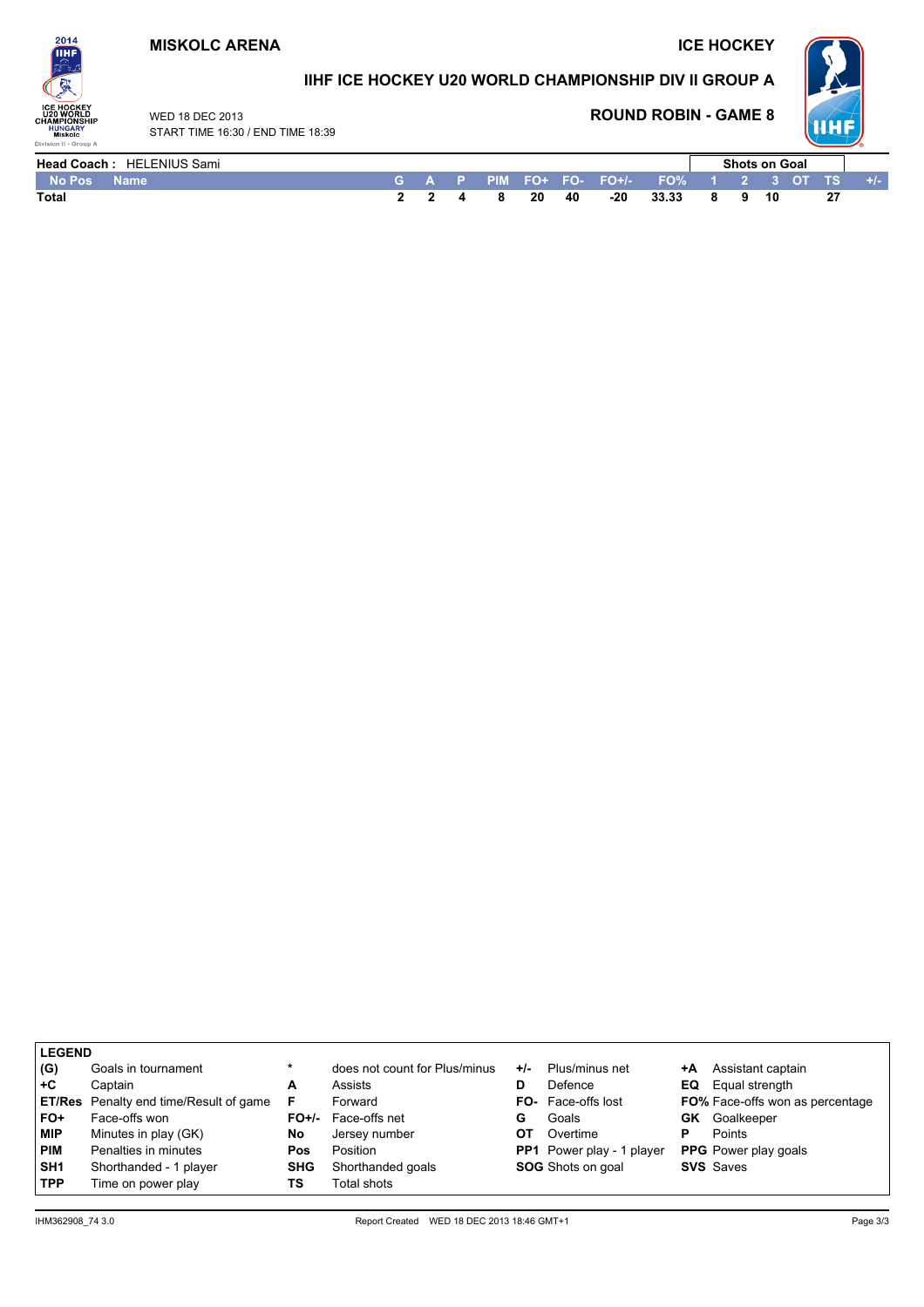**MISKOLC ARENA** **ICE HOCKEY**

## IIHF ICE HOCKEY U20 WORLD CHAMPIONSHIP DIV II GROUP A

WED 18 DEC 2013
START TIME 16:30 / END TIME 18:39

**ROUND ROBIN - GAME 8**

**Head Coach :** HELENIUS Sami

| No | Pos | Name | G | A | P | PIM | FO+ | FO- | FO+/- | FO% | Shots on Goal 1 | 2 | 3 | OT | TS | +/- |
|---|---|---|---|---|---|---|---|---|---|---|---|---|---|---|---|---|
| **Total** | | | 2 | 2 | 4 | 8 | 20 | 40 | -20 | 33.33 | 8 | 9 | 10 | | 27 | |

| **LEGEND** | | | | | | | |
|---|---|---|---|---|---|---|---|
| **(G)** | Goals in tournament | **\*** | does not count for Plus/minus | **+/-** | Plus/minus net | **+A** | Assistant captain |
| **+C** | Captain | **A** | Assists | **D** | Defence | **EQ** | Equal strength |
| **ET/Res** | Penalty end time/Result of game | **F** | Forward | **FO-** | Face-offs lost | **FO%** | Face-offs won as percentage |
| **FO+** | Face-offs won | **FO+/-** | Face-offs net | **G** | Goals | **GK** | Goalkeeper |
| **MIP** | Minutes in play (GK) | **No** | Jersey number | **OT** | Overtime | **P** | Points |
| **PIM** | Penalties in minutes | **Pos** | Position | **PP1** | Power play - 1 player | **PPG** | Power play goals |
| **SH1** | Shorthanded - 1 player | **SHG** | Shorthanded goals | **SOG** | Shots on goal | **SVS** | Saves |
| **TPP** | Time on power play | **TS** | Total shots | | | | |

IHM362908_74 3.0 Report Created WED 18 DEC 2013 18:46 GMT+1